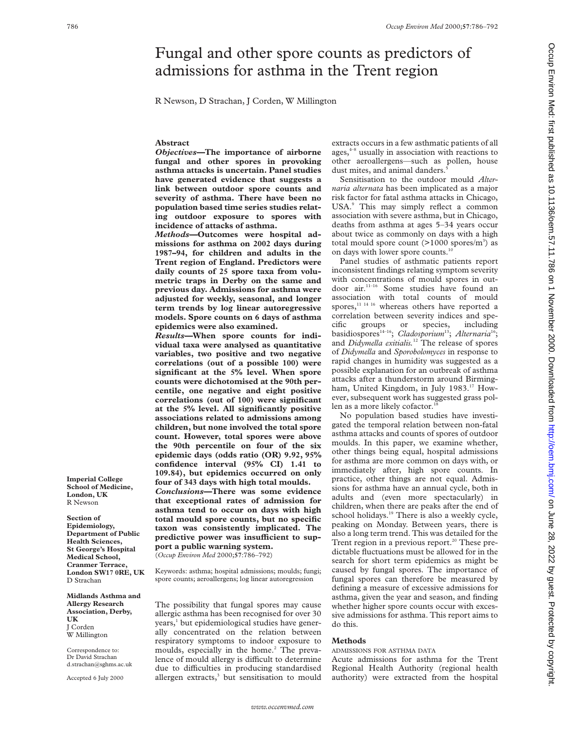# Fungal and other spore counts as predictors of admissions for asthma in the Trent region

R Newson, D Strachan, J Corden, W Millington

## Abstract

***Objectives*—The importance of airborne fungal and other spores in provoking asthma attacks is uncertain. Panel studies have generated evidence that suggests a link between outdoor spore counts and severity of asthma. There have been no population based time series studies relating outdoor exposure to spores with incidence of attacks of asthma.**

***Methods*—Outcomes were hospital admissions for asthma on 2002 days during 1987–94, for children and adults in the Trent region of England. Predictors were daily counts of 25 spore taxa from volumetric traps in Derby on the same and previous day. Admissions for asthma were adjusted for weekly, seasonal, and longer term trends by log linear autoregressive models. Spore counts on 6 days of asthma epidemics were also examined.**

***Results*—When spore counts for individual taxa were analysed as quantitative variables, two positive and two negative correlations (out of a possible 100) were significant at the 5% level. When spore counts were dichotomised at the 90th percentile, one negative and eight positive correlations (out of 100) were significant at the 5% level. All significantly positive associations related to admissions among children, but none involved the total spore count. However, total spores were above the 90th percentile on four of the six epidemic days (odds ratio (OR) 9.92, 95% confidence interval (95% CI) 1.41 to 109.84), but epidemics occurred on only four of 343 days with high total moulds.**

***Conclusions*—There was some evidence that exceptional rates of admission for asthma tend to occur on days with high total mould spore counts, but no specific taxon was consistently implicated. The predictive power was insufficient to support a public warning system.**

(*Occup Environ Med* 2000;**57**:786–792)

Keywords: asthma; hospital admissions; moulds; fungi; spore counts; aeroallergens; log linear autoregression

**Imperial College School of Medicine, London, UK**
R Newson

**Section of Epidemiology, Department of Public Health Sciences, St George's Hospital Medical School, Cranmer Terrace, London SW17 0RE, UK**
D Strachan

**Midlands Asthma and Allergy Research Association, Derby, UK**
J Corden
W Millington

Correspondence to: Dr David Strachan d.strachan@sghms.ac.uk

Accepted 6 July 2000

The possibility that fungal spores may cause allergic asthma has been recognised for over 30 years,[1] but epidemiological studies have generally concentrated on the relation between respiratory symptoms to indoor exposure to moulds, especially in the home.[2] The prevalence of mould allergy is difficult to determine due to difficulties in producing standardised allergen extracts,[3] but sensitisation to mould extracts occurs in a few asthmatic patients of all ages,[4–8] usually in association with reactions to other aeroallergens—such as pollen, house dust mites, and animal danders.[5]

Sensitisation to the outdoor mould *Alternaria alternata* has been implicated as a major risk factor for fatal asthma attacks in Chicago, USA.[9] This may simply reflect a common association with severe asthma, but in Chicago, deaths from asthma at ages 5–34 years occur about twice as commonly on days with a high total mould spore count (>1000 spores/m$^3$) as on days with lower spore counts.[10]

Panel studies of asthmatic patients report inconsistent findings relating symptom severity with concentrations of mould spores in outdoor air.[11–16] Some studies have found an association with total counts of mould spores,[11 14 16] whereas others have reported a correlation between severity indices and specific groups or species, including basidiospores[14–16]; *Cladosporium*[13]; *Alternaria*[16]; and *Didymella exitialis*.[12] The release of spores of *Didymella* and *Sporobolomyces* in response to rapid changes in humidity was suggested as a possible explanation for an outbreak of asthma attacks after a thunderstorm around Birmingham, United Kingdom, in July 1983.[17] However, subsequent work has suggested grass pollen as a more likely cofactor.[18]

No population based studies have investigated the temporal relation between non-fatal asthma attacks and counts of spores of outdoor moulds. In this paper, we examine whether, other things being equal, hospital admissions for asthma are more common on days with, or immediately after, high spore counts. In practice, other things are not equal. Admissions for asthma have an annual cycle, both in adults and (even more spectacularly) in children, when there are peaks after the end of school holidays.[19] There is also a weekly cycle, peaking on Monday. Between years, there is also a long term trend. This was detailed for the Trent region in a previous report.[20] These predictable fluctuations must be allowed for in the search for short term epidemics as might be caused by fungal spores. The importance of fungal spores can therefore be measured by defining a measure of excessive admissions for asthma, given the year and season, and finding whether higher spore counts occur with excessive admissions for asthma. This report aims to do this.

## Methods

### ADMISSIONS FOR ASTHMA DATA

Acute admissions for asthma for the Trent Regional Health Authority (regional health authority) were extracted from the hospital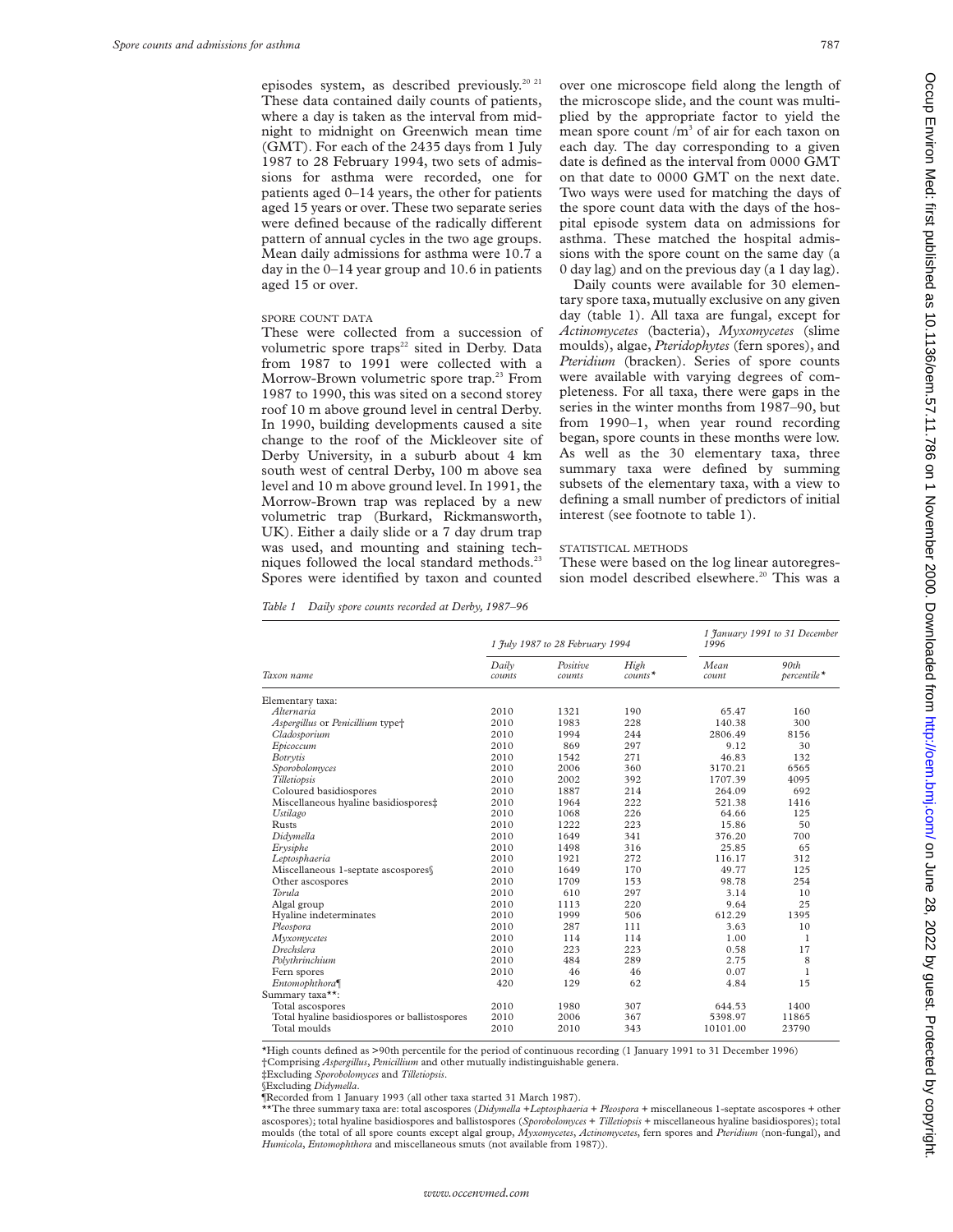episodes system, as described previously.[20 21] These data contained daily counts of patients, where a day is taken as the interval from midnight to midnight on Greenwich mean time (GMT). For each of the 2435 days from 1 July 1987 to 28 February 1994, two sets of admissions for asthma were recorded, one for patients aged 0–14 years, the other for patients aged 15 years or over. These two separate series were defined because of the radically different pattern of annual cycles in the two age groups. Mean daily admissions for asthma were 10.7 a day in the 0–14 year group and 10.6 in patients aged 15 or over.

### SPORE COUNT DATA

These were collected from a succession of volumetric spore traps[22] sited in Derby. Data from 1987 to 1991 were collected with a Morrow-Brown volumetric spore trap.[23] From 1987 to 1990, this was sited on a second storey roof 10 m above ground level in central Derby. In 1990, building developments caused a site change to the roof of the Mickleover site of Derby University, in a suburb about 4 km south west of central Derby, 100 m above sea level and 10 m above ground level. In 1991, the Morrow-Brown trap was replaced by a new volumetric trap (Burkard, Rickmansworth, UK). Either a daily slide or a 7 day drum trap was used, and mounting and staining techniques followed the local standard methods.[23] Spores were identified by taxon and counted over one microscope field along the length of the microscope slide, and the count was multiplied by the appropriate factor to yield the mean spore count /m$^3$ of air for each taxon on each day. The day corresponding to a given date is defined as the interval from 0000 GMT on that date to 0000 GMT on the next date. Two ways were used for matching the days of the spore count data with the days of the hospital episode system data on admissions for asthma. These matched the hospital admissions with the spore count on the same day (a 0 day lag) and on the previous day (a 1 day lag).

Daily counts were available for 30 elementary spore taxa, mutually exclusive on any given day (table 1). All taxa are fungal, except for *Actinomycetes* (bacteria), *Myxomycetes* (slime moulds), algae, *Pteridophytes* (fern spores), and *Pteridium* (bracken). Series of spore counts were available with varying degrees of completeness. For all taxa, there were gaps in the series in the winter months from 1987–90, but from 1990–1, when year round recording began, spore counts in these months were low. As well as the 30 elementary taxa, three summary taxa were defined by summing subsets of the elementary taxa, with a view to defining a small number of predictors of initial interest (see footnote to table 1).

### STATISTICAL METHODS

These were based on the log linear autoregression model described elsewhere.[20] This was a

*Table 1 Daily spore counts recorded at Derby, 1987–96*

| | *1 July 1987 to 28 February 1994* | | | *1 January 1991 to 31 December 1996* | |
|---|---|---|---|---|---|
| Taxon name | *Daily counts* | *Positive counts* | *High counts\** | *Mean count* | *90th percentile\** |
| Elementary taxa: | | | | | |
| *Alternaria* | 2010 | 1321 | 190 | 65.47 | 160 |
| *Aspergillus* or *Penicillium* type† | 2010 | 1983 | 228 | 140.38 | 300 |
| *Cladosporium* | 2010 | 1994 | 244 | 2806.49 | 8156 |
| *Epicoccum* | 2010 | 869 | 297 | 9.12 | 30 |
| *Botrytis* | 2010 | 1542 | 271 | 46.83 | 132 |
| *Sporobolomyces* | 2010 | 2006 | 360 | 3170.21 | 6565 |
| *Tilletiopsis* | 2010 | 2002 | 392 | 1707.39 | 4095 |
| Coloured basidiospores | 2010 | 1887 | 214 | 264.09 | 692 |
| Miscellaneous hyaline basidiospores‡ | 2010 | 1964 | 222 | 521.38 | 1416 |
| *Ustilago* | 2010 | 1068 | 226 | 64.66 | 125 |
| Rusts | 2010 | 1222 | 223 | 15.86 | 50 |
| *Didymella* | 2010 | 1649 | 341 | 376.20 | 700 |
| *Erysiphe* | 2010 | 1498 | 316 | 25.85 | 65 |
| *Leptosphaeria* | 2010 | 1921 | 272 | 116.17 | 312 |
| Miscellaneous 1-septate ascospores§ | 2010 | 1649 | 170 | 49.77 | 125 |
| Other ascospores | 2010 | 1709 | 153 | 98.78 | 254 |
| *Torula* | 2010 | 610 | 297 | 3.14 | 10 |
| Algal group | 2010 | 1113 | 220 | 9.64 | 25 |
| Hyaline indeterminates | 2010 | 1999 | 506 | 612.29 | 1395 |
| *Pleospora* | 2010 | 287 | 111 | 3.63 | 10 |
| *Myxomycetes* | 2010 | 114 | 114 | 1.00 | 1 |
| *Drechslera* | 2010 | 223 | 223 | 0.58 | 17 |
| *Polythrinchium* | 2010 | 484 | 289 | 2.75 | 8 |
| Fern spores | 2010 | 46 | 46 | 0.07 | 1 |
| *Entomophthora*¶ | 420 | 129 | 62 | 4.84 | 15 |
| Summary taxa\*\*: | | | | | |
| Total ascospores | 2010 | 1980 | 307 | 644.53 | 1400 |
| Total hyaline basidiospores or ballistospores | 2010 | 2006 | 367 | 5398.97 | 11865 |
| Total moulds | 2010 | 2010 | 343 | 10101.00 | 23790 |

\*High counts defined as >90th percentile for the period of continuous recording (1 January 1991 to 31 December 1996)
†Comprising *Aspergillus*, *Penicillium* and other mutually indistinguishable genera.
‡Excluding *Sporobolomyces* and *Tilletiopsis*.
§Excluding *Didymella*.
¶Recorded from 1 January 1993 (all other taxa started 31 March 1987).
\*\*The three summary taxa are: total ascospores (*Didymella* +*Leptosphaeria* + *Pleospora* + miscellaneous 1-septate ascospores + other ascospores); total hyaline basidiospores and ballistospores (*Sporobolomyces* + *Tilletiopsis* + miscellaneous hyaline basidiospores); total moulds (the total of all spore counts except algal group, *Myxomycetes*, *Actinomycetes*, fern spores and *Pteridium* (non-fungal), and *Humicola*, *Entomophthora* and miscellaneous smuts (not available from 1987)).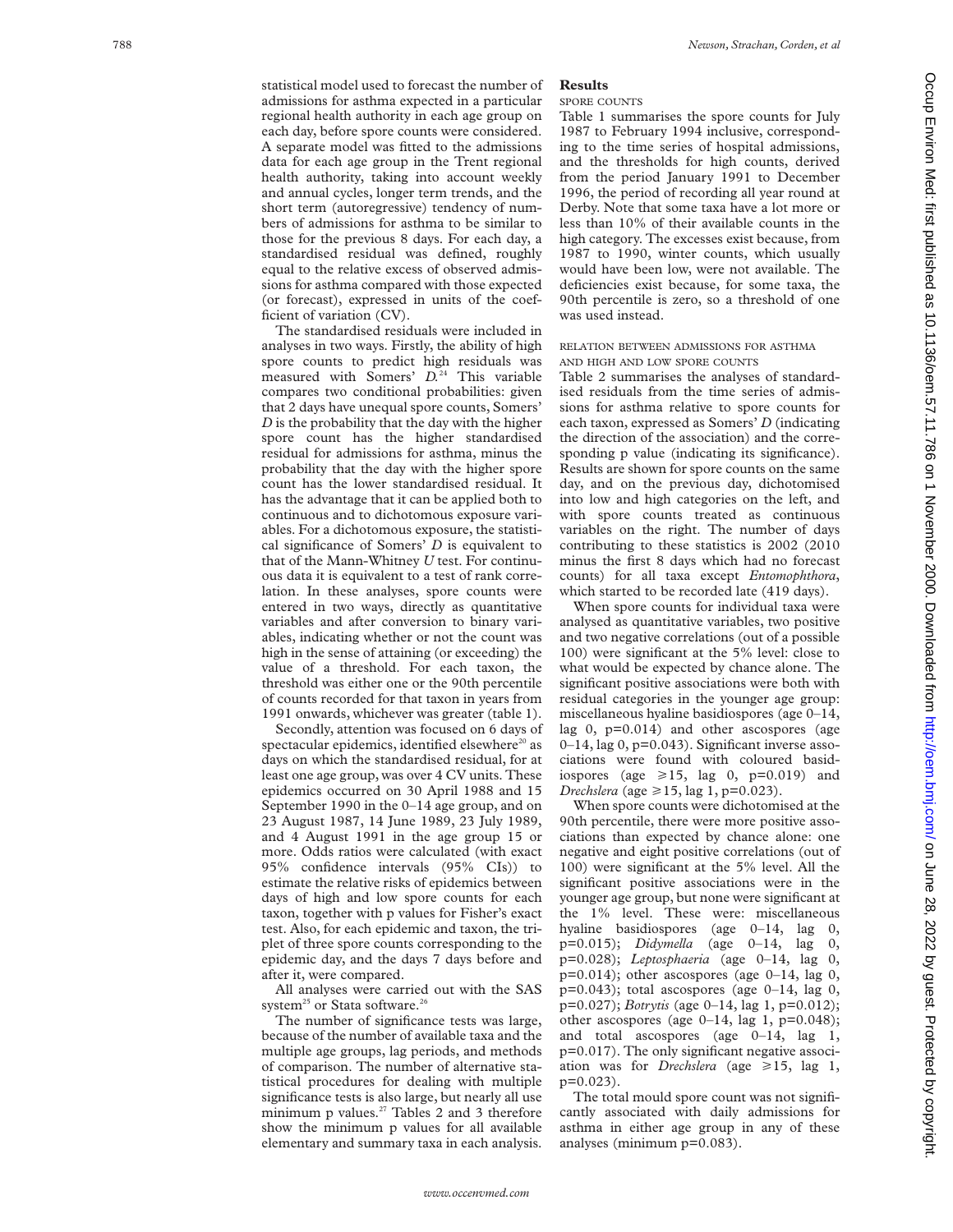statistical model used to forecast the number of admissions for asthma expected in a particular regional health authority in each age group on each day, before spore counts were considered. A separate model was fitted to the admissions data for each age group in the Trent regional health authority, taking into account weekly and annual cycles, longer term trends, and the short term (autoregressive) tendency of numbers of admissions for asthma to be similar to those for the previous 8 days. For each day, a standardised residual was defined, roughly equal to the relative excess of observed admissions for asthma compared with those expected (or forecast), expressed in units of the coefficient of variation (CV).

The standardised residuals were included in analyses in two ways. Firstly, the ability of high spore counts to predict high residuals was measured with Somers' *D*.[24] This variable compares two conditional probabilities: given that 2 days have unequal spore counts, Somers' *D* is the probability that the day with the higher spore count has the higher standardised residual for admissions for asthma, minus the probability that the day with the higher spore count has the lower standardised residual. It has the advantage that it can be applied both to continuous and to dichotomous exposure variables. For a dichotomous exposure, the statistical significance of Somers' *D* is equivalent to that of the Mann-Whitney *U* test. For continuous data it is equivalent to a test of rank correlation. In these analyses, spore counts were entered in two ways, directly as quantitative variables and after conversion to binary variables, indicating whether or not the count was high in the sense of attaining (or exceeding) the value of a threshold. For each taxon, the threshold was either one or the 90th percentile of counts recorded for that taxon in years from 1991 onwards, whichever was greater (table 1).

Secondly, attention was focused on 6 days of spectacular epidemics, identified elsewhere[20] as days on which the standardised residual, for at least one age group, was over 4 CV units. These epidemics occurred on 30 April 1988 and 15 September 1990 in the 0–14 age group, and on 23 August 1987, 14 June 1989, 23 July 1989, and 4 August 1991 in the age group 15 or more. Odds ratios were calculated (with exact 95% confidence intervals (95% CIs)) to estimate the relative risks of epidemics between days of high and low spore counts for each taxon, together with p values for Fisher's exact test. Also, for each epidemic and taxon, the triplet of three spore counts corresponding to the epidemic day, and the days 7 days before and after it, were compared.

All analyses were carried out with the SAS system[25] or Stata software.[26]

The number of significance tests was large, because of the number of available taxa and the multiple age groups, lag periods, and methods of comparison. The number of alternative statistical procedures for dealing with multiple significance tests is also large, but nearly all use minimum p values.[27] Tables 2 and 3 therefore show the minimum p values for all available elementary and summary taxa in each analysis.

## Results

### SPORE COUNTS

Table 1 summarises the spore counts for July 1987 to February 1994 inclusive, corresponding to the time series of hospital admissions, and the thresholds for high counts, derived from the period January 1991 to December 1996, the period of recording all year round at Derby. Note that some taxa have a lot more or less than 10% of their available counts in the high category. The excesses exist because, from 1987 to 1990, winter counts, which usually would have been low, were not available. The deficiencies exist because, for some taxa, the 90th percentile is zero, so a threshold of one was used instead.

### RELATION BETWEEN ADMISSIONS FOR ASTHMA AND HIGH AND LOW SPORE COUNTS

Table 2 summarises the analyses of standardised residuals from the time series of admissions for asthma relative to spore counts for each taxon, expressed as Somers' *D* (indicating the direction of the association) and the corresponding p value (indicating its significance). Results are shown for spore counts on the same day, and on the previous day, dichotomised into low and high categories on the left, and with spore counts treated as continuous variables on the right. The number of days contributing to these statistics is 2002 (2010 minus the first 8 days which had no forecast counts) for all taxa except *Entomophthora*, which started to be recorded late (419 days).

When spore counts for individual taxa were analysed as quantitative variables, two positive and two negative correlations (out of a possible 100) were significant at the 5% level: close to what would be expected by chance alone. The significant positive associations were both with residual categories in the younger age group: miscellaneous hyaline basidiospores (age 0–14, lag 0, p=0.014) and other ascospores (age 0–14, lag 0, p=0.043). Significant inverse associations were found with coloured basidiospores (age ≥15, lag 0, p=0.019) and *Drechslera* (age ≥15, lag 1, p=0.023).

When spore counts were dichotomised at the 90th percentile, there were more positive associations than expected by chance alone: one negative and eight positive correlations (out of 100) were significant at the 5% level. All the significant positive associations were in the younger age group, but none were significant at the 1% level. These were: miscellaneous hyaline basidiospores (age 0–14, lag 0, p=0.015); *Didymella* (age 0–14, lag 0, p=0.028); *Leptosphaeria* (age 0–14, lag 0, p=0.014); other ascospores (age 0–14, lag 0, p=0.043); total ascospores (age 0–14, lag 0, p=0.027); *Botrytis* (age 0–14, lag 1, p=0.012); other ascospores (age 0–14, lag 1, p=0.048); and total ascospores (age 0–14, lag 1, p=0.017). The only significant negative association was for *Drechslera* (age ≥15, lag 1, p=0.023).

The total mould spore count was not significantly associated with daily admissions for asthma in either age group in any of these analyses (minimum p=0.083).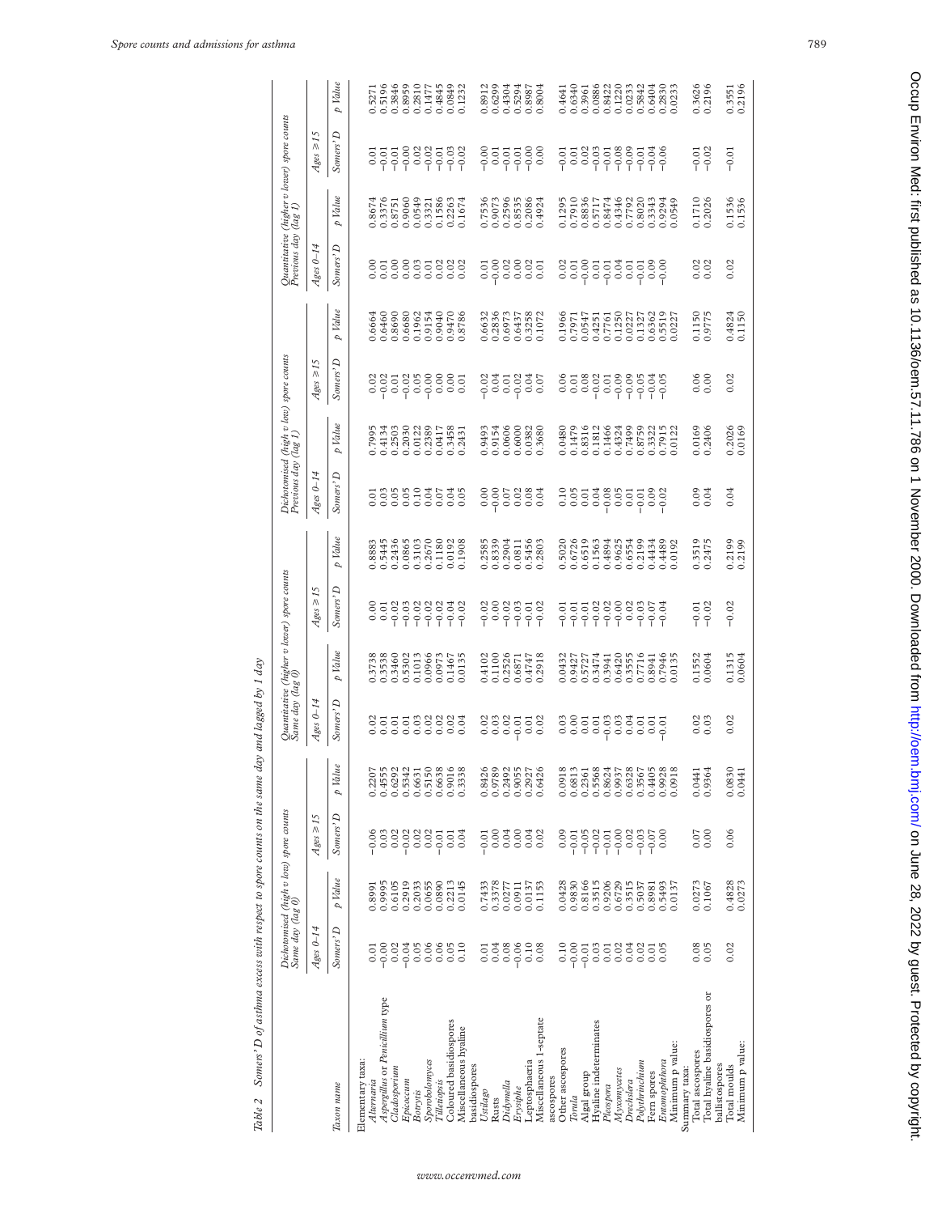Table 2 Somers' D of asthma excess with respect to spore counts on the same day and lagged by 1 day

| Taxon name | Dichotomised (high v low) spore counts Same day (lag 0) | | | | Quantitative (higher v lower) spore counts Same day (lag 0) | | | | Dichotomised (high v low) spore counts Previous day (lag 1) | | | | Quantitative (higher v lower) spore counts Previous day (lag 1) | | | |
|---|---|---|---|---|---|---|---|---|---|---|---|---|---|---|---|---|
| | Ages 0–14 | | Ages ≥15 | | Ages 0–14 | | Ages ≥15 | | Ages 0–14 | | Ages ≥15 | | Ages 0–14 | | Ages ≥15 | |
| | Somers' D | p Value | Somers' D | p Value | Somers' D | p Value | Somers' D | p Value | Somers' D | p Value | Somers' D | p Value | Somers' D | p Value | Somers' D | p Value |
| Elementary taxa: | | | | | | | | | | | | | | | | |
| *Alternaria* | 0.01 | 0.8991 | −0.06 | 0.2207 | 0.02 | 0.3738 | 0.00 | 0.8883 | 0.01 | 0.7995 | 0.02 | 0.6664 | 0.00 | 0.8674 | 0.01 | 0.5271 |
| *Aspergillus* or *Penicillium* type | −0.00 | 0.9995 | 0.03 | 0.4555 | 0.01 | 0.3538 | 0.01 | 0.5445 | 0.03 | 0.4134 | −0.02 | 0.6460 | 0.01 | 0.3376 | −0.01 | 0.5196 |
| *Cladosporium* | 0.02 | 0.6105 | 0.02 | 0.6292 | 0.01 | 0.3460 | −0.02 | 0.2436 | 0.05 | 0.2503 | 0.01 | 0.8690 | 0.00 | 0.8751 | −0.01 | 0.3846 |
| *Epicoccum* | −0.04 | 0.2919 | −0.02 | 0.5342 | 0.01 | 0.5302 | −0.03 | 0.0865 | 0.05 | 0.2030 | −0.02 | 0.6680 | 0.00 | 0.9060 | −0.00 | 0.8959 |
| *Botrytis* | 0.05 | 0.2033 | 0.02 | 0.6631 | 0.03 | 0.1013 | −0.02 | 0.3103 | 0.10 | 0.0122 | 0.05 | 0.1962 | 0.03 | 0.0549 | 0.02 | 0.2810 |
| *Sporobolomyces* | 0.06 | 0.0655 | 0.02 | 0.5150 | 0.02 | 0.0966 | −0.02 | 0.2670 | 0.04 | 0.2389 | −0.00 | 0.9154 | 0.01 | 0.3321 | −0.02 | 0.1477 |
| *Tilletiopsis* | 0.06 | 0.0890 | −0.01 | 0.6638 | 0.02 | 0.0973 | −0.02 | 0.1180 | 0.07 | 0.0417 | 0.00 | 0.9040 | 0.02 | 0.1586 | −0.01 | 0.4845 |
| Coloured basidiospores | 0.05 | 0.2213 | 0.01 | 0.9016 | 0.02 | 0.1467 | −0.04 | 0.0192 | 0.04 | 0.3458 | 0.00 | 0.9470 | 0.02 | 0.2263 | −0.03 | 0.0849 |
| Miscellaneous hyaline basidiospores | 0.10 | 0.0145 | 0.04 | 0.3338 | 0.04 | 0.0135 | −0.02 | 0.1908 | 0.05 | 0.2431 | 0.01 | 0.8786 | 0.02 | 0.1674 | −0.02 | 0.1232 |
| *Ustilago* | 0.01 | 0.7433 | −0.01 | 0.8426 | 0.02 | 0.4102 | −0.02 | 0.2585 | 0.00 | 0.9493 | −0.02 | 0.6632 | 0.01 | 0.7536 | −0.00 | 0.8912 |
| Rusts | 0.04 | 0.3378 | 0.00 | 0.9789 | 0.03 | 0.1100 | 0.00 | 0.8339 | −0.00 | 0.9154 | 0.04 | 0.2836 | −0.00 | 0.9073 | 0.01 | 0.6299 |
| *Didymella* | 0.08 | 0.0277 | 0.04 | 0.2492 | 0.02 | 0.2526 | −0.02 | 0.2904 | 0.07 | 0.0606 | 0.01 | 0.6973 | 0.02 | 0.2596 | −0.01 | 0.4304 |
| *Erysiphe* | −0.06 | 0.0911 | 0.00 | 0.9055 | −0.01 | 0.6871 | −0.03 | 0.0811 | 0.02 | 0.6000 | −0.02 | 0.6437 | 0.00 | 0.8535 | −0.01 | 0.5294 |
| Leptosphaeria | 0.10 | 0.0137 | 0.04 | 0.2927 | 0.01 | 0.4747 | −0.01 | 0.5456 | 0.08 | 0.0382 | 0.04 | 0.3258 | 0.02 | 0.2086 | −0.00 | 0.8987 |
| Miscellaneous 1-septate ascospores | 0.08 | 0.1153 | 0.02 | 0.6426 | 0.02 | 0.2918 | −0.02 | 0.2803 | 0.04 | 0.3680 | 0.07 | 0.1072 | 0.01 | 0.4924 | 0.00 | 0.8004 |
| Other ascospores | 0.10 | 0.0428 | 0.09 | 0.0918 | 0.03 | 0.0432 | −0.01 | 0.5020 | 0.10 | 0.0480 | 0.06 | 0.1966 | 0.02 | 0.1295 | −0.01 | 0.4641 |
| *Torula* | −0.00 | 0.9830 | −0.01 | 0.6813 | 0.00 | 0.9427 | −0.01 | 0.6726 | 0.05 | 0.1479 | 0.01 | 0.7971 | 0.01 | 0.7910 | 0.01 | 0.6340 |
| Algal group | −0.01 | 0.8166 | −0.05 | 0.2361 | 0.01 | 0.5727 | −0.01 | 0.6519 | 0.01 | 0.8316 | 0.08 | 0.0547 | −0.00 | 0.8836 | 0.02 | 0.3961 |
| Hyaline indeterminates | 0.03 | 0.3515 | −0.02 | 0.5568 | 0.01 | 0.3474 | −0.02 | 0.1563 | 0.04 | 0.1812 | −0.02 | 0.4251 | 0.01 | 0.5717 | −0.03 | 0.0886 |
| *Pleospora* | 0.01 | 0.9206 | −0.01 | 0.8624 | −0.03 | 0.3941 | −0.02 | 0.4894 | −0.08 | 0.1466 | 0.01 | 0.7761 | −0.01 | 0.8474 | −0.01 | 0.8422 |
| *Myxomycetes* | 0.02 | 0.6729 | −0.00 | 0.9937 | 0.03 | 0.6420 | −0.00 | 0.9625 | 0.05 | 0.4324 | −0.09 | 0.1250 | 0.04 | 0.4346 | −0.08 | 0.1220 |
| *Drechslera* | 0.04 | 0.3515 | 0.02 | 0.6328 | 0.04 | 0.3555 | 0.02 | 0.6554 | 0.01 | 0.7499 | −0.09 | 0.0227 | 0.01 | 0.7792 | −0.09 | 0.0233 |
| *Polythrinchium* | 0.02 | 0.5037 | −0.03 | 0.3567 | 0.01 | 0.7716 | −0.03 | 0.2199 | −0.01 | 0.8759 | −0.05 | 0.1327 | −0.01 | 0.8020 | −0.01 | 0.5842 |
| Fern spores | 0.01 | 0.8981 | −0.07 | 0.4405 | 0.01 | 0.8941 | −0.07 | 0.4434 | 0.09 | 0.3322 | −0.04 | 0.6362 | 0.09 | 0.3343 | −0.04 | 0.6404 |
| *Entomophthora* | 0.05 | 0.5493 | 0.00 | 0.9928 | −0.01 | 0.7946 | −0.04 | 0.4489 | −0.02 | 0.7915 | −0.05 | 0.5519 | −0.00 | 0.9294 | −0.06 | 0.2830 |
| Minimum p value: | | 0.0137 | | 0.0918 | | 0.0135 | | 0.0192 | | 0.0122 | | 0.0227 | | 0.0549 | | 0.0233 |
| Summary taxa: | | | | | | | | | | | | | | | | |
| Total ascospores | 0.08 | 0.0273 | 0.07 | 0.0441 | 0.02 | 0.1552 | −0.01 | 0.3519 | 0.09 | 0.0169 | 0.06 | 0.1150 | 0.02 | 0.1710 | −0.01 | 0.3626 |
| Total hyaline basidiospores or ballistospores | 0.05 | 0.1067 | 0.00 | 0.9364 | 0.03 | 0.0604 | −0.02 | 0.2475 | 0.04 | 0.2406 | 0.00 | 0.9775 | 0.02 | 0.2026 | −0.02 | 0.2196 |
| Total moulds | 0.02 | 0.4828 | 0.06 | 0.0830 | 0.02 | 0.1315 | −0.02 | 0.2199 | 0.04 | 0.2026 | 0.02 | 0.4824 | 0.02 | 0.1536 | −0.01 | 0.3551 |
| Minimum p value: | | 0.0273 | | 0.0441 | | 0.0604 | | 0.2199 | | 0.0169 | | 0.1150 | | 0.1536 | | 0.2196 |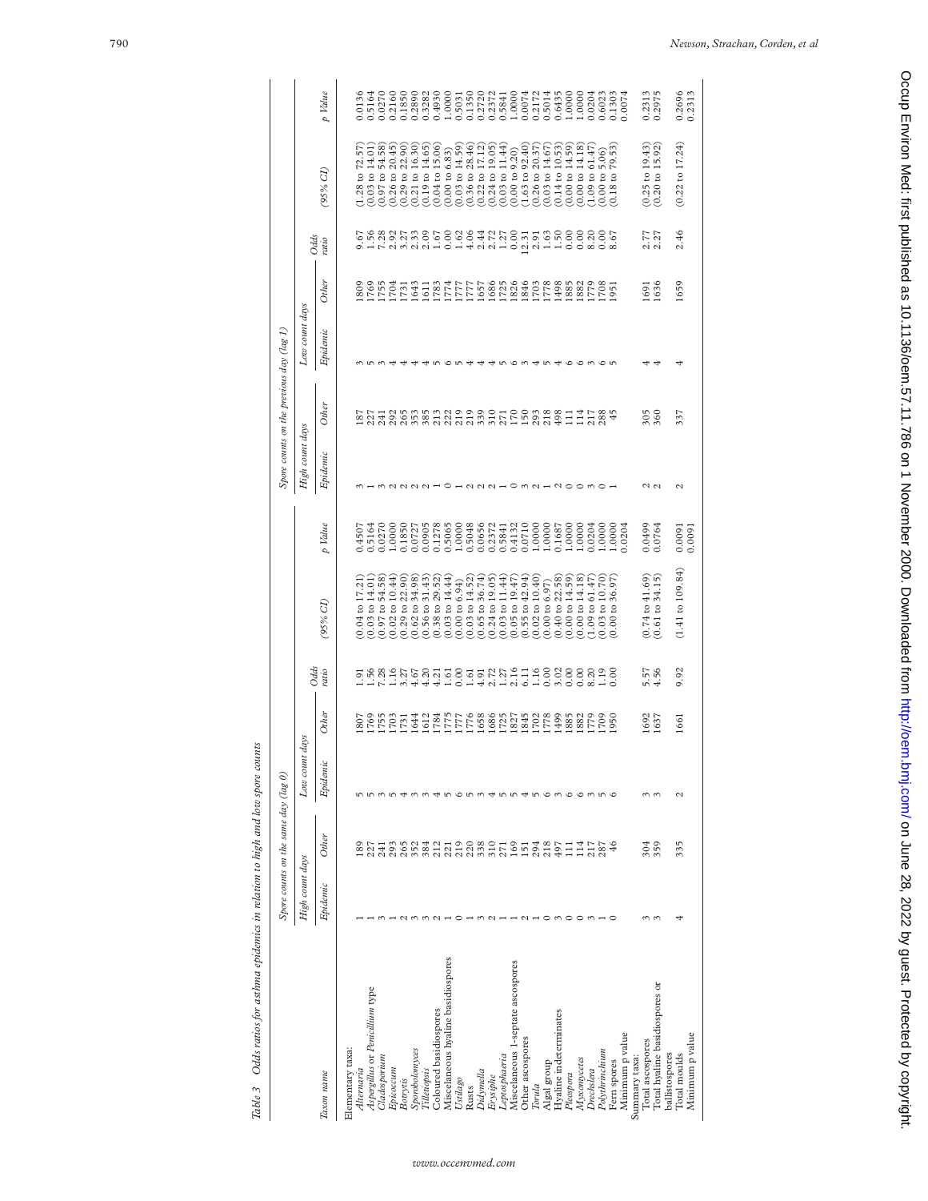Table 3 Odds ratios for asthma epidemics in relation to high and low spore counts

| Taxon name | Spore counts on the same day (lag 0) | | | | | | | Spore counts on the previous day (lag 1) | | | | | | |
|---|---|---|---|---|---|---|---|---|---|---|---|---|---|---|
| | High count days | | Low count days | | | | | High count days | | Low count days | | | | |
| | Epidemic | Other | Epidemic | Other | Odds ratio | (95% CI) | p Value | Epidemic | Other | Epidemic | Other | Odds ratio | (95% CI) | p Value |
| Elementary taxa: | | | | | | | | | | | | | | |
| *Alternaria* | 1 | 189 | 5 | 1807 | 1.91 | (0.04 to 17.21) | 0.4507 | 3 | 187 | 3 | 1809 | 9.67 | (1.28 to 72.57) | 0.0136 |
| *Aspergillus* or *Penicillium* type | 1 | 227 | 5 | 1769 | 1.56 | (0.03 to 14.01) | 0.5164 | 1 | 227 | 5 | 1769 | 1.56 | (0.03 to 14.01) | 0.5164 |
| *Cladosporium* | 3 | 241 | 3 | 1755 | 7.28 | (0.97 to 54.58) | 0.0270 | 3 | 241 | 3 | 1755 | 7.28 | (0.97 to 54.58) | 0.0270 |
| *Epicoccum* | 1 | 293 | 5 | 1703 | 1.16 | (0.02 to 10.44) | 1.0000 | 2 | 292 | 4 | 1704 | 2.92 | (0.26 to 20.45) | 0.2160 |
| *Botrytis* | 2 | 265 | 4 | 1731 | 3.27 | (0.29 to 22.90) | 0.1850 | 2 | 265 | 4 | 1731 | 3.27 | (0.29 to 22.90) | 0.1850 |
| *Sporobolomyces* | 3 | 352 | 3 | 1644 | 4.67 | (0.62 to 34.98) | 0.0727 | 2 | 353 | 4 | 1643 | 2.33 | (0.21 to 16.30) | 0.2890 |
| *Tilletiopsis* | 3 | 384 | 3 | 1612 | 4.20 | (0.56 to 31.43) | 0.0905 | 2 | 385 | 4 | 1611 | 2.09 | (0.19 to 14.65) | 0.3282 |
| Coloured basidiospores | 2 | 212 | 4 | 1784 | 4.21 | (0.38 to 29.52) | 0.1278 | 1 | 213 | 5 | 1783 | 1.67 | (0.04 to 15.06) | 0.4930 |
| Miscellaneous hyaline basidiospores | 1 | 221 | 5 | 1775 | 1.61 | (0.03 to 14.44) | 0.5065 | 0 | 222 | 6 | 1774 | 0.00 | (0.00 to 6.83) | 1.0000 |
| *Ustilago* | 0 | 219 | 6 | 1777 | 0.00 | (0.00 to 6.94) | 1.0000 | 1 | 219 | 5 | 1777 | 1.62 | (0.03 to 14.59) | 0.5031 |
| Rusts | 1 | 220 | 5 | 1776 | 1.61 | (0.03 to 14.52) | 0.5048 | 2 | 219 | 4 | 1777 | 4.06 | (0.36 to 28.46) | 0.1350 |
| *Didymella* | 3 | 338 | 3 | 1658 | 4.91 | (0.65 to 36.74) | 0.0656 | 2 | 339 | 4 | 1657 | 2.44 | (0.22 to 17.12) | 0.2720 |
| *Erysiphe* | 2 | 310 | 4 | 1686 | 2.72 | (0.24 to 19.05) | 0.2372 | 2 | 310 | 4 | 1686 | 2.72 | (0.24 to 19.05) | 0.2372 |
| *Leptosphaeria* | 1 | 271 | 5 | 1725 | 1.27 | (0.03 to 11.44) | 0.5841 | 1 | 271 | 5 | 1725 | 1.27 | (0.03 to 11.44) | 0.5841 |
| Miscellaneous 1-septate ascospores | 1 | 169 | 5 | 1827 | 2.16 | (0.05 to 19.47) | 0.4132 | 0 | 170 | 6 | 1826 | 0.00 | (0.00 to 9.20) | 1.0000 |
| Other ascospores | 2 | 151 | 4 | 1845 | 6.11 | (0.55 to 42.94) | 0.0710 | 3 | 150 | 3 | 1846 | 12.31 | (1.63 to 92.40) | 0.0074 |
| *Torula* | 1 | 294 | 5 | 1702 | 1.16 | (0.02 to 10.40) | 1.0000 | 2 | 293 | 4 | 1703 | 2.91 | (0.26 to 20.37) | 0.2172 |
| Algal group | 0 | 218 | 6 | 1778 | 0.00 | (0.00 to 6.97) | 1.0000 | 1 | 218 | 5 | 1778 | 1.63 | (0.03 to 14.67) | 0.5014 |
| Hyaline indeterminates | 3 | 497 | 3 | 1499 | 3.02 | (0.40 to 22.58) | 0.1687 | 2 | 498 | 4 | 1498 | 1.50 | (0.14 to 10.53) | 0.6435 |
| *Pleospora* | 0 | 111 | 6 | 1885 | 0.00 | (0.00 to 14.59) | 1.0000 | 0 | 111 | 6 | 1885 | 0.00 | (0.00 to 14.59) | 1.0000 |
| *Myxomycetes* | 0 | 114 | 6 | 1882 | 0.00 | (0.00 to 14.18) | 1.0000 | 0 | 114 | 6 | 1882 | 0.00 | (0.00 to 14.18) | 1.0000 |
| *Drechslera* | 3 | 217 | 3 | 1779 | 8.20 | (1.09 to 61.47) | 0.0204 | 3 | 217 | 3 | 1779 | 8.20 | (1.09 to 61.47) | 0.0204 |
| *Polythrincium* | 1 | 287 | 5 | 1709 | 1.19 | (0.03 to 10.70) | 1.0000 | 0 | 288 | 6 | 1708 | 0.00 | (0.00 to 5.06) | 0.6023 |
| Fern spores | 0 | 46 | 6 | 1950 | 0.00 | (0.00 to 36.97) | 1.0000 | 1 | 45 | 5 | 1951 | 8.67 | (0.18 to 79.53) | 0.1303 |
| Minimum p value | | | | | | | 0.0204 | | | | | | | 0.0074 |
| Summary taxa: | | | | | | | | | | | | | | |
| Total ascospores | 3 | 304 | 3 | 1692 | 5.57 | (0.74 to 41.69) | 0.0499 | 2 | 305 | 4 | 1691 | 2.77 | (0.25 to 19.43) | 0.2313 |
| Total hyaline basidiospores or ballistospores | 3 | 359 | 3 | 1637 | 4.56 | (0.61 to 34.15) | 0.0764 | 2 | 360 | 4 | 1636 | 2.27 | (0.20 to 15.92) | 0.2975 |
| Total moulds | 4 | 335 | 2 | 1661 | 9.92 | (1.41 to 109.84) | 0.0091 | 2 | 337 | 4 | 1659 | 2.46 | (0.22 to 17.24) | 0.2696 |
| Minimum p value | | | | | | | 0.0091 | | | | | | | 0.2313 |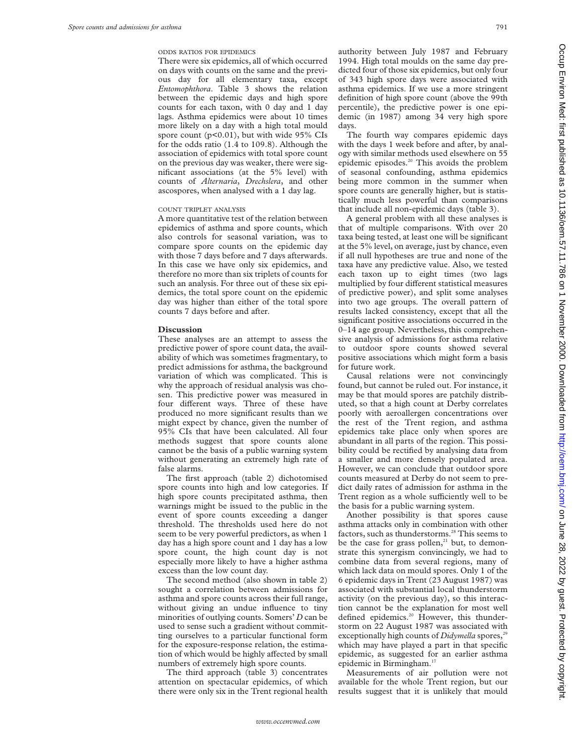### ODDS RATIOS FOR EPIDEMICS

There were six epidemics, all of which occurred on days with counts on the same and the previous day for all elementary taxa, except *Entomophthora*. Table 3 shows the relation between the epidemic days and high spore counts for each taxon, with 0 day and 1 day lags. Asthma epidemics were about 10 times more likely on a day with a high total mould spore count ($p<0.01$), but with wide 95% CIs for the odds ratio (1.4 to 109.8). Although the association of epidemics with total spore count on the previous day was weaker, there were significant associations (at the 5% level) with counts of *Alternaria*, *Drechslera*, and other ascospores, when analysed with a 1 day lag.

### COUNT TRIPLET ANALYSIS

A more quantitative test of the relation between epidemics of asthma and spore counts, which also controls for seasonal variation, was to compare spore counts on the epidemic day with those 7 days before and 7 days afterwards. In this case we have only six epidemics, and therefore no more than six triplets of counts for such an analysis. For three out of these six epidemics, the total spore count on the epidemic day was higher than either of the total spore counts 7 days before and after.

## Discussion

These analyses are an attempt to assess the predictive power of spore count data, the availability of which was sometimes fragmentary, to predict admissions for asthma, the background variation of which was complicated. This is why the approach of residual analysis was chosen. This predictive power was measured in four different ways. Three of these have produced no more significant results than we might expect by chance, given the number of 95% CIs that have been calculated. All four methods suggest that spore counts alone cannot be the basis of a public warning system without generating an extremely high rate of false alarms.

The first approach (table 2) dichotomised spore counts into high and low categories. If high spore counts precipitated asthma, then warnings might be issued to the public in the event of spore counts exceeding a danger threshold. The thresholds used here do not seem to be very powerful predictors, as when 1 day has a high spore count and 1 day has a low spore count, the high count day is not especially more likely to have a higher asthma excess than the low count day.

The second method (also shown in table 2) sought a correlation between admissions for asthma and spore counts across their full range, without giving an undue influence to tiny minorities of outlying counts. Somers' *D* can be used to sense such a gradient without committing ourselves to a particular functional form for the exposure-response relation, the estimation of which would be highly affected by small numbers of extremely high spore counts.

The third approach (table 3) concentrates attention on spectacular epidemics, of which there were only six in the Trent regional health authority between July 1987 and February 1994. High total moulds on the same day predicted four of those six epidemics, but only four of 343 high spore days were associated with asthma epidemics. If we use a more stringent definition of high spore count (above the 99th percentile), the predictive power is one epidemic (in 1987) among 34 very high spore days.

The fourth way compares epidemic days with the days 1 week before and after, by analogy with similar methods used elsewhere on 55 epidemic episodes.[20] This avoids the problem of seasonal confounding, asthma epidemics being more common in the summer when spore counts are generally higher, but is statistically much less powerful than comparisons that include all non-epidemic days (table 3).

A general problem with all these analyses is that of multiple comparisons. With over 20 taxa being tested, at least one will be significant at the 5% level, on average, just by chance, even if all null hypotheses are true and none of the taxa have any predictive value. Also, we tested each taxon up to eight times (two lags multiplied by four different statistical measures of predictive power), and split some analyses into two age groups. The overall pattern of results lacked consistency, except that all the significant positive associations occurred in the 0–14 age group. Nevertheless, this comprehensive analysis of admissions for asthma relative to outdoor spore counts showed several positive associations which might form a basis for future work.

Causal relations were not convincingly found, but cannot be ruled out. For instance, it may be that mould spores are patchily distributed, so that a high count at Derby correlates poorly with aeroallergen concentrations over the rest of the Trent region, and asthma epidemics take place only when spores are abundant in all parts of the region. This possibility could be rectified by analysing data from a smaller and more densely populated area. However, we can conclude that outdoor spore counts measured at Derby do not seem to predict daily rates of admission for asthma in the Trent region as a whole sufficiently well to be the basis for a public warning system.

Another possibility is that spores cause asthma attacks only in combination with other factors, such as thunderstorms.[28] This seems to be the case for grass pollen,[21] but, to demonstrate this synergism convincingly, we had to combine data from several regions, many of which lack data on mould spores. Only 1 of the 6 epidemic days in Trent (23 August 1987) was associated with substantial local thunderstorm activity (on the previous day), so this interaction cannot be the explanation for most well defined epidemics.[20] However, this thunderstorm on 22 August 1987 was associated with exceptionally high counts of *Didymella* spores,[29] which may have played a part in that specific epidemic, as suggested for an earlier asthma epidemic in Birmingham.[17]

Measurements of air pollution were not available for the whole Trent region, but our results suggest that it is unlikely that mould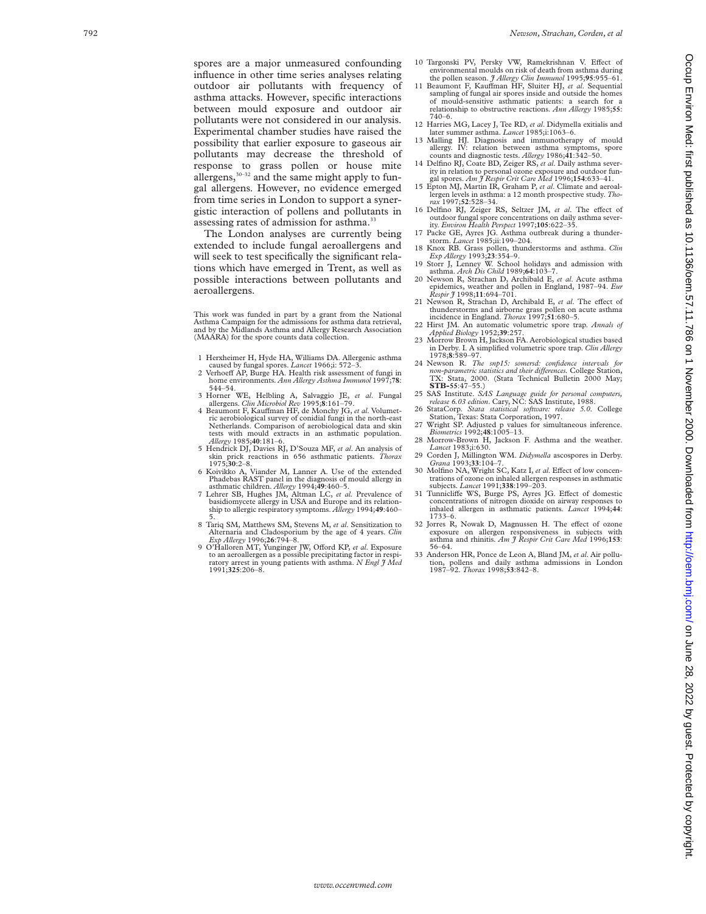spores are a major unmeasured confounding influence in other time series analyses relating outdoor air pollutants with frequency of asthma attacks. However, specific interactions between mould exposure and outdoor air pollutants were not considered in our analysis. Experimental chamber studies have raised the possibility that earlier exposure to gaseous air pollutants may decrease the threshold of response to grass pollen or house mite allergens,[30–32] and the same might apply to fungal allergens. However, no evidence emerged from time series in London to support a synergistic interaction of pollens and pollutants in assessing rates of admission for asthma.[33]

The London analyses are currently being extended to include fungal aeroallergens and will seek to test specifically the significant relations which have emerged in Trent, as well as possible interactions between pollutants and aeroallergens.

This work was funded in part by a grant from the National Asthma Campaign for the admissions for asthma data retrieval, and by the Midlands Asthma and Allergy Research Association (MAARA) for the spore counts data collection.

1 Herxheimer H, Hyde HA, Williams DA. Allergenic asthma caused by fungal spores. *Lancet* 1966;i: 572–3.
2 Verhoeff AP, Burge HA. Health risk assessment of fungi in home environments. *Ann Allergy Asthma Immunol* 1997;**78**: 544–54.
3 Horner WE, Helbling A, Salvaggio JE, *et al*. Fungal allergens. *Clin Microbiol Rev* 1995;**8**:161–79.
4 Beaumont F, Kauffman HF, de Monchy JG, *et al*. Volumetric aerobiological survey of conidial fungi in the north-east Netherlands. Comparison of aerobiological data and skin tests with mould extracts in an asthmatic population. *Allergy* 1985;**40**:181–6.
5 Hendrick DJ, Davies RJ, D'Souza MF, *et al*. An analysis of skin prick reactions in 656 asthmatic patients. *Thorax* 1975;**30**:2–8.
6 Koivikko A, Viander M, Lanner A. Use of the extended Phadebas RAST panel in the diagnosis of mould allergy in asthmatic children. *Allergy* 1994;**49**:460–5.
7 Lehrer SB, Hughes JM, Altman LC, *et al.* Prevalence of basidiomycete allergy in USA and Europe and its relationship to allergic respiratory symptoms. *Allergy* 1994;**49**:460–5.
8 Tariq SM, Matthews SM, Stevens M, *et al*. Sensitization to Alternaria and Cladosporium by the age of 4 years. *Clin Exp Allergy* 1996;**26**:794–8.
9 O'Halloren MT, Yunginger JW, Offord KP, *et al*. Exposure to an aeroallergen as a possible precipitating factor in respiratory arrest in young patients with asthma. *N Engl J Med* 1991;**325**:206–8.
10 Targonski PV, Persky VW, Ramekrishnan V. Effect of environmental moulds on risk of death from asthma during the pollen season. *J Allergy Clin Immunol* 1995;**95**:955–61.
11 Beaumont F, Kauffman HF, Sluiter HJ, *et al*. Sequential sampling of fungal air spores inside and outside the homes of mould-sensitive asthmatic patients: a search for a relationship to obstructive reactions. *Ann Allergy* 1985;**55**: 740–6.
12 Harries MG, Lacey J, Tee RD, *et al*. Didymella exitialis and later summer asthma. *Lancet* 1985;i:1063–6.
13 Malling HJ. Diagnosis and immunotherapy of mould allergy. IV: relation between asthma symptoms, spore counts and diagnostic tests. *Allergy* 1986;**41**:342–50.
14 Delfino RJ, Coate BD, Zeiger RS, *et al*. Daily asthma severity in relation to personal ozone exposure and outdoor fungal spores. *Am J Respir Crit Care Med* 1996;**154**:633–41.
15 Epton MJ, Martin IR, Graham P, *et al*. Climate and aeroallergen levels in asthma: a 12 month prospective study. *Thorax* 1997;**52**:528–34.
16 Delfino RJ, Zeiger RS, Seltzer JM, *et al*. The effect of outdoor fungal spore concentrations on daily asthma severity. *Environ Health Perspect* 1997;**105**:622–35.
17 Packe GE, Ayres JG. Asthma outbreak during a thunderstorm. *Lancet* 1985;ii:199–204.
18 Knox RB. Grass pollen, thunderstorms and asthma. *Clin Exp Allergy* 1993;**23**:354–9.
19 Storr J, Lenney W. School holidays and admission with asthma. *Arch Dis Child* 1989;**64**:103–7.
20 Newson R, Strachan D, Archibald E, *et al*. Acute asthma epidemics, weather and pollen in England, 1987–94. *Eur Respir J* 1998;**11**:694–701.
21 Newson R, Strachan D, Archibald E, *et al*. The effect of thunderstorms and airborne grass pollen on acute asthma incidence in England. *Thorax* 1997;**51**:680–5.
22 Hirst JM. An automatic volumetric spore trap. *Annals of Applied Biology* 1952;**39**:257.
23 Morrow Brown H, Jackson FA. Aerobiological studies based in Derby. I. A simplified volumetric spore trap. *Clin Allergy* 1978;**8**:589–97.
24 Newson R. *The snp15: somersd: confidence intervals for non-parametric statistics and their differences.* College Station, TX: Stata, 2000. (Stata Technical Bulletin 2000 May; **STB-55**:47–55.)
25 SAS Institute. *SAS Language guide for personal computers, release 6.03 edition*. Cary, NC: SAS Institute, 1988.
26 StataCorp. *Stata statistical software: release 5.0.* College Station, Texas: Stata Corporation, 1997.
27 Wright SP. Adjusted p values for simultaneous inference. *Biometrics* 1992;**48**:1005–13.
28 Morrow-Brown H, Jackson F. Asthma and the weather. *Lancet* 1983;i:630.
29 Corden J, Millington WM. *Didymella* ascospores in Derby. *Grana* 1993;**33**:104–7.
30 Molfino NA, Wright SC, Katz I, *et al*. Effect of low concentrations of ozone on inhaled allergen responses in asthmatic subjects. *Lancet* 1991;**338**:199–203.
31 Tunnicliffe WS, Burge PS, Ayres JG. Effect of domestic concentrations of nitrogen dioxide on airway responses to inhaled allergen in asthmatic patients. *Lancet* 1994;**44**: 1733–6.
32 Jorres R, Nowak D, Magnussen H. The effect of ozone exposure on allergen responsiveness in subjects with asthma and rhinitis. *Am J Respir Crit Care Med* 1996;**153**: 56–64.
33 Anderson HR, Ponce de Leon A, Bland JM, *et al*. Air pollution, pollens and daily asthma admissions in London 1987–92. *Thorax* 1998;**53**:842–8.